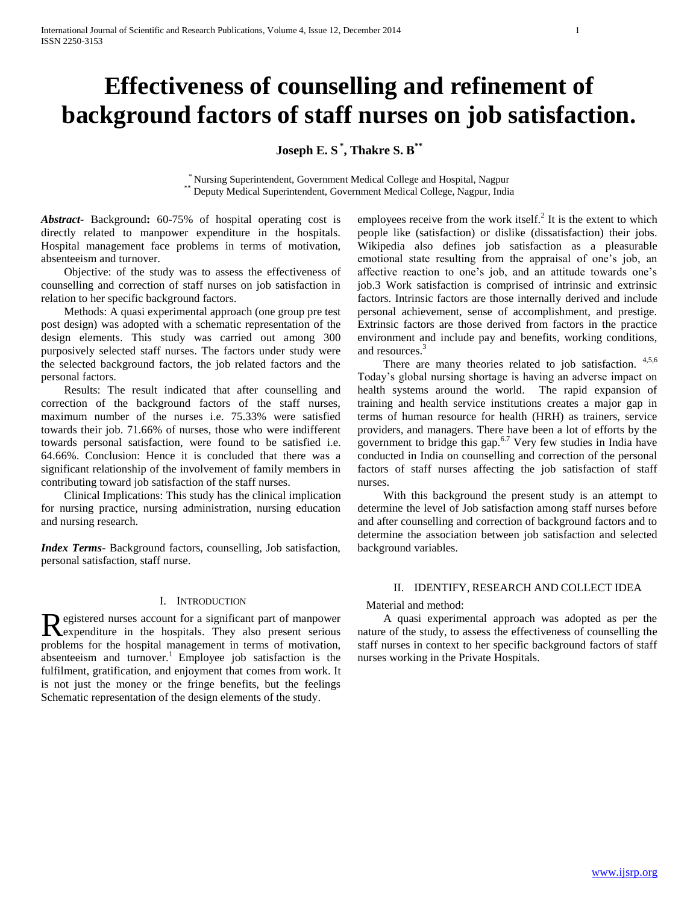# Effectiveness of counselling and refinement of background factors of staff nurses on job satisfaction.

**Joseph E. S [*], Thakre S. B [**]**

[*] Nursing Superintendent, Government Medical College and Hospital, Nagpur
[**] Deputy Medical Superintendent, Government Medical College, Nagpur, India

***Abstract-*** Background**:** 60-75% of hospital operating cost is directly related to manpower expenditure in the hospitals. Hospital management face problems in terms of motivation, absenteeism and turnover.

Objective: of the study was to assess the effectiveness of counselling and correction of staff nurses on job satisfaction in relation to her specific background factors.

Methods: A quasi experimental approach (one group pre test post design) was adopted with a schematic representation of the design elements. This study was carried out among 300 purposively selected staff nurses. The factors under study were the selected background factors, the job related factors and the personal factors.

Results: The result indicated that after counselling and correction of the background factors of the staff nurses, maximum number of the nurses i.e. 75.33% were satisfied towards their job. 71.66% of nurses, those who were indifferent towards personal satisfaction, were found to be satisfied i.e. 64.66%. Conclusion: Hence it is concluded that there was a significant relationship of the involvement of family members in contributing toward job satisfaction of the staff nurses.

Clinical Implications: This study has the clinical implication for nursing practice, nursing administration, nursing education and nursing research.

***Index Terms-*** Background factors, counselling, Job satisfaction, personal satisfaction, staff nurse.

## I. Introduction

Registered nurses account for a significant part of manpower expenditure in the hospitals. They also present serious problems for the hospital management in terms of motivation, absenteeism and turnover.[1] Employee job satisfaction is the fulfilment, gratification, and enjoyment that comes from work. It is not just the money or the fringe benefits, but the feelings Schematic representation of the design elements of the study. employees receive from the work itself.[2] It is the extent to which people like (satisfaction) or dislike (dissatisfaction) their jobs. Wikipedia also defines job satisfaction as a pleasurable emotional state resulting from the appraisal of one's job, an affective reaction to one's job, and an attitude towards one's job.3 Work satisfaction is comprised of intrinsic and extrinsic factors. Intrinsic factors are those internally derived and include personal achievement, sense of accomplishment, and prestige. Extrinsic factors are those derived from factors in the practice environment and include pay and benefits, working conditions, and resources.[3]

There are many theories related to job satisfaction. [4,5,6] Today's global nursing shortage is having an adverse impact on health systems around the world. The rapid expansion of training and health service institutions creates a major gap in terms of human resource for health (HRH) as trainers, service providers, and managers. There have been a lot of efforts by the government to bridge this gap.[6,7] Very few studies in India have conducted in India on counselling and correction of the personal factors of staff nurses affecting the job satisfaction of staff nurses.

With this background the present study is an attempt to determine the level of Job satisfaction among staff nurses before and after counselling and correction of background factors and to determine the association between job satisfaction and selected background variables.

## II. Identify, Research and Collect Idea

Material and method:

A quasi experimental approach was adopted as per the nature of the study, to assess the effectiveness of counselling the staff nurses in context to her specific background factors of staff nurses working in the Private Hospitals.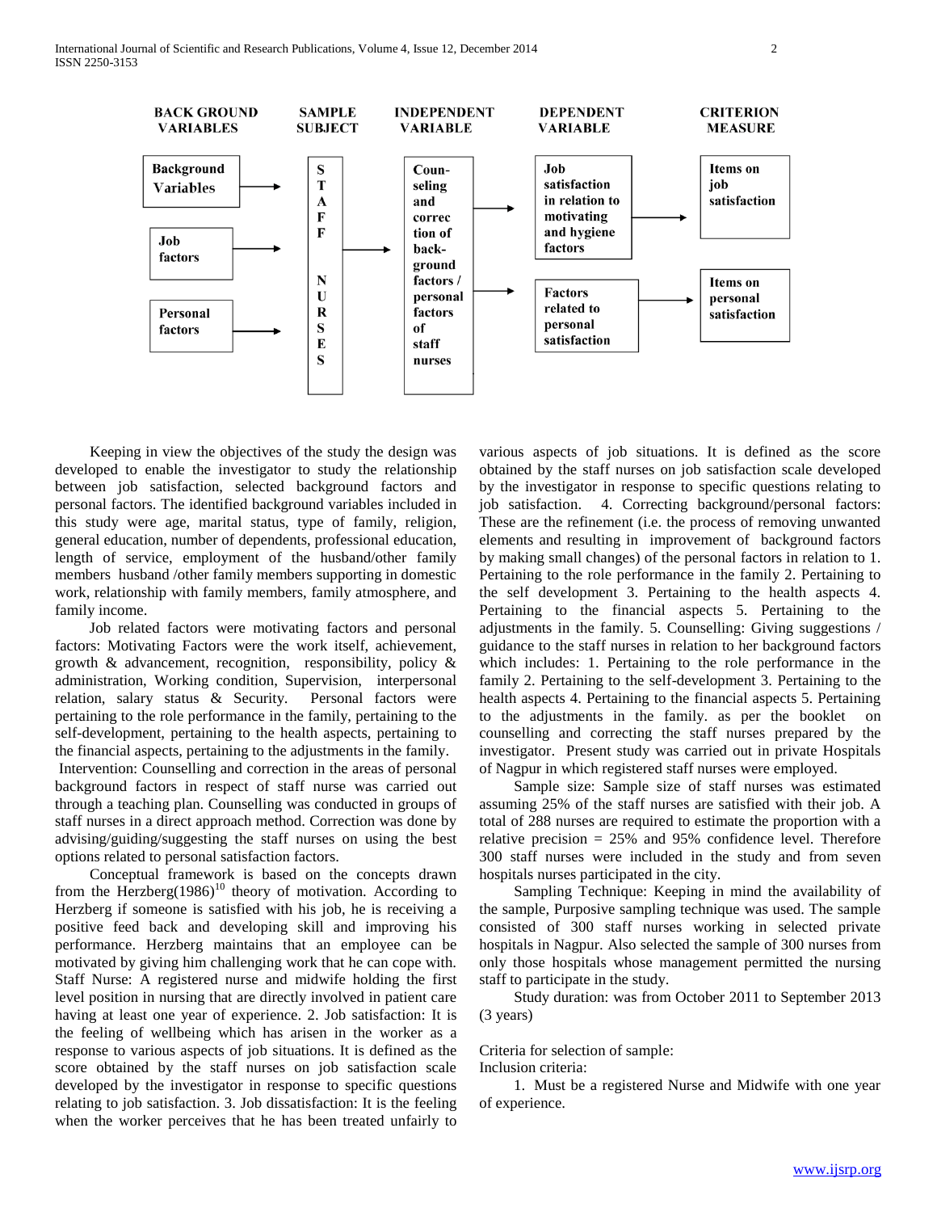| BACK GROUND VARIABLES | SAMPLE SUBJECT | INDEPENDENT VARIABLE | DEPENDENT VARIABLE | CRITERION MEASURE |
|---|---|---|---|---|
| Background Variables → | STAFF NURSES | Counseling and correction of background factors / personal factors of staff nurses | Job satisfaction in relation to motivating and hygiene factors → | Items on job satisfaction |
| Job factors → | | | Factors related to personal satisfaction → | Items on personal satisfaction |
| Personal factors → | | | | |

Keeping in view the objectives of the study the design was developed to enable the investigator to study the relationship between job satisfaction, selected background factors and personal factors. The identified background variables included in this study were age, marital status, type of family, religion, general education, number of dependents, professional education, length of service, employment of the husband/other family members husband /other family members supporting in domestic work, relationship with family members, family atmosphere, and family income.

Job related factors were motivating factors and personal factors: Motivating Factors were the work itself, achievement, growth & advancement, recognition, responsibility, policy & administration, Working condition, Supervision, interpersonal relation, salary status & Security. Personal factors were pertaining to the role performance in the family, pertaining to the self-development, pertaining to the health aspects, pertaining to the financial aspects, pertaining to the adjustments in the family.

Intervention: Counselling and correction in the areas of personal background factors in respect of staff nurse was carried out through a teaching plan. Counselling was conducted in groups of staff nurses in a direct approach method. Correction was done by advising/guiding/suggesting the staff nurses on using the best options related to personal satisfaction factors.

Conceptual framework is based on the concepts drawn from the Herzberg(1986)[10] theory of motivation. According to Herzberg if someone is satisfied with his job, he is receiving a positive feed back and developing skill and improving his performance. Herzberg maintains that an employee can be motivated by giving him challenging work that he can cope with. Staff Nurse: A registered nurse and midwife holding the first level position in nursing that are directly involved in patient care having at least one year of experience. 2. Job satisfaction: It is the feeling of wellbeing which has arisen in the worker as a response to various aspects of job situations. It is defined as the score obtained by the staff nurses on job satisfaction scale developed by the investigator in response to specific questions relating to job satisfaction. 3. Job dissatisfaction: It is the feeling when the worker perceives that he has been treated unfairly to various aspects of job situations. It is defined as the score obtained by the staff nurses on job satisfaction scale developed by the investigator in response to specific questions relating to job satisfaction. 4. Correcting background/personal factors: These are the refinement (i.e. the process of removing unwanted elements and resulting in improvement of background factors by making small changes) of the personal factors in relation to 1. Pertaining to the role performance in the family 2. Pertaining to the self development 3. Pertaining to the health aspects 4. Pertaining to the financial aspects 5. Pertaining to the adjustments in the family. 5. Counselling: Giving suggestions / guidance to the staff nurses in relation to her background factors which includes: 1. Pertaining to the role performance in the family 2. Pertaining to the self-development 3. Pertaining to the health aspects 4. Pertaining to the financial aspects 5. Pertaining to the adjustments in the family. as per the booklet on counselling and correcting the staff nurses prepared by the investigator. Present study was carried out in private Hospitals of Nagpur in which registered staff nurses were employed.

Sample size: Sample size of staff nurses was estimated assuming 25% of the staff nurses are satisfied with their job. A total of 288 nurses are required to estimate the proportion with a relative precision = 25% and 95% confidence level. Therefore 300 staff nurses were included in the study and from seven hospitals nurses participated in the city.

Sampling Technique: Keeping in mind the availability of the sample, Purposive sampling technique was used. The sample consisted of 300 staff nurses working in selected private hospitals in Nagpur. Also selected the sample of 300 nurses from only those hospitals whose management permitted the nursing staff to participate in the study.

Study duration: was from October 2011 to September 2013 (3 years)

Criteria for selection of sample:
Inclusion criteria:

1. Must be a registered Nurse and Midwife with one year of experience.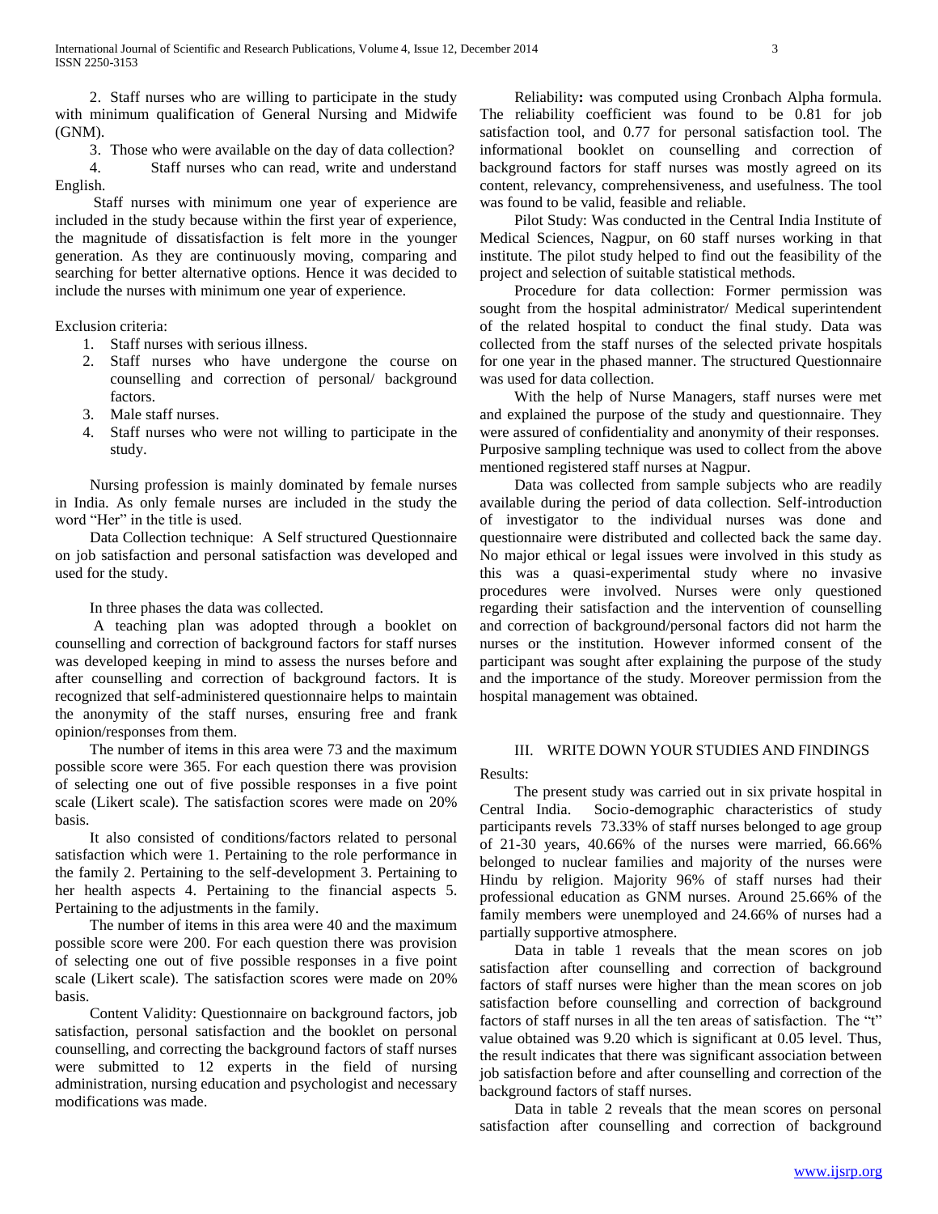2. Staff nurses who are willing to participate in the study with minimum qualification of General Nursing and Midwife (GNM).

3. Those who were available on the day of data collection?

4. Staff nurses who can read, write and understand English.

Staff nurses with minimum one year of experience are included in the study because within the first year of experience, the magnitude of dissatisfaction is felt more in the younger generation. As they are continuously moving, comparing and searching for better alternative options. Hence it was decided to include the nurses with minimum one year of experience.

Exclusion criteria:

1. Staff nurses with serious illness.
2. Staff nurses who have undergone the course on counselling and correction of personal/ background factors.
3. Male staff nurses.
4. Staff nurses who were not willing to participate in the study.

Nursing profession is mainly dominated by female nurses in India. As only female nurses are included in the study the word "Her" in the title is used.

Data Collection technique: A Self structured Questionnaire on job satisfaction and personal satisfaction was developed and used for the study.

In three phases the data was collected.

A teaching plan was adopted through a booklet on counselling and correction of background factors for staff nurses was developed keeping in mind to assess the nurses before and after counselling and correction of background factors. It is recognized that self-administered questionnaire helps to maintain the anonymity of the staff nurses, ensuring free and frank opinion/responses from them.

The number of items in this area were 73 and the maximum possible score were 365. For each question there was provision of selecting one out of five possible responses in a five point scale (Likert scale). The satisfaction scores were made on 20% basis.

It also consisted of conditions/factors related to personal satisfaction which were 1. Pertaining to the role performance in the family 2. Pertaining to the self-development 3. Pertaining to her health aspects 4. Pertaining to the financial aspects 5. Pertaining to the adjustments in the family.

The number of items in this area were 40 and the maximum possible score were 200. For each question there was provision of selecting one out of five possible responses in a five point scale (Likert scale). The satisfaction scores were made on 20% basis.

Content Validity: Questionnaire on background factors, job satisfaction, personal satisfaction and the booklet on personal counselling, and correcting the background factors of staff nurses were submitted to 12 experts in the field of nursing administration, nursing education and psychologist and necessary modifications was made.

Reliability**:** was computed using Cronbach Alpha formula. The reliability coefficient was found to be 0.81 for job satisfaction tool, and 0.77 for personal satisfaction tool. The informational booklet on counselling and correction of background factors for staff nurses was mostly agreed on its content, relevancy, comprehensiveness, and usefulness. The tool was found to be valid, feasible and reliable.

Pilot Study: Was conducted in the Central India Institute of Medical Sciences, Nagpur, on 60 staff nurses working in that institute. The pilot study helped to find out the feasibility of the project and selection of suitable statistical methods.

Procedure for data collection: Former permission was sought from the hospital administrator/ Medical superintendent of the related hospital to conduct the final study. Data was collected from the staff nurses of the selected private hospitals for one year in the phased manner. The structured Questionnaire was used for data collection.

With the help of Nurse Managers, staff nurses were met and explained the purpose of the study and questionnaire. They were assured of confidentiality and anonymity of their responses. Purposive sampling technique was used to collect from the above mentioned registered staff nurses at Nagpur.

Data was collected from sample subjects who are readily available during the period of data collection. Self-introduction of investigator to the individual nurses was done and questionnaire were distributed and collected back the same day. No major ethical or legal issues were involved in this study as this was a quasi-experimental study where no invasive procedures were involved. Nurses were only questioned regarding their satisfaction and the intervention of counselling and correction of background/personal factors did not harm the nurses or the institution. However informed consent of the participant was sought after explaining the purpose of the study and the importance of the study. Moreover permission from the hospital management was obtained.

## III. Write Down Your Studies and Findings

Results:

The present study was carried out in six private hospital in Central India. Socio-demographic characteristics of study participants revels 73.33% of staff nurses belonged to age group of 21-30 years, 40.66% of the nurses were married, 66.66% belonged to nuclear families and majority of the nurses were Hindu by religion. Majority 96% of staff nurses had their professional education as GNM nurses. Around 25.66% of the family members were unemployed and 24.66% of nurses had a partially supportive atmosphere.

Data in table 1 reveals that the mean scores on job satisfaction after counselling and correction of background factors of staff nurses were higher than the mean scores on job satisfaction before counselling and correction of background factors of staff nurses in all the ten areas of satisfaction. The "t" value obtained was 9.20 which is significant at 0.05 level. Thus, the result indicates that there was significant association between job satisfaction before and after counselling and correction of the background factors of staff nurses.

Data in table 2 reveals that the mean scores on personal satisfaction after counselling and correction of background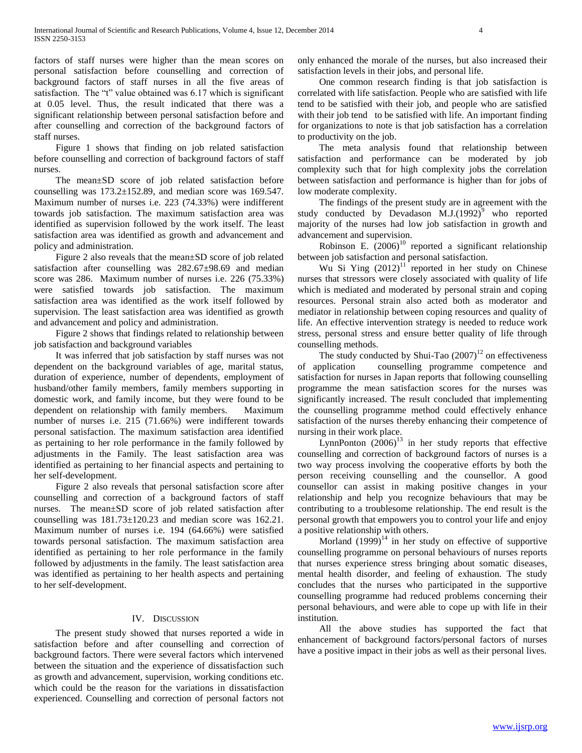factors of staff nurses were higher than the mean scores on personal satisfaction before counselling and correction of background factors of staff nurses in all the five areas of satisfaction. The "t" value obtained was 6.17 which is significant at 0.05 level. Thus, the result indicated that there was a significant relationship between personal satisfaction before and after counselling and correction of the background factors of staff nurses.

Figure 1 shows that finding on job related satisfaction before counselling and correction of background factors of staff nurses.

The mean±SD score of job related satisfaction before counselling was 173.2±152.89, and median score was 169.547. Maximum number of nurses i.e. 223 (74.33%) were indifferent towards job satisfaction. The maximum satisfaction area was identified as supervision followed by the work itself. The least satisfaction area was identified as growth and advancement and policy and administration.

Figure 2 also reveals that the mean±SD score of job related satisfaction after counselling was 282.67±98.69 and median score was 286. Maximum number of nurses i.e. 226 (75.33%) were satisfied towards job satisfaction. The maximum satisfaction area was identified as the work itself followed by supervision. The least satisfaction area was identified as growth and advancement and policy and administration.

Figure 2 shows that findings related to relationship between job satisfaction and background variables

It was inferred that job satisfaction by staff nurses was not dependent on the background variables of age, marital status, duration of experience, number of dependents, employment of husband/other family members, family members supporting in domestic work, and family income, but they were found to be dependent on relationship with family members. Maximum number of nurses i.e. 215 (71.66%) were indifferent towards personal satisfaction. The maximum satisfaction area identified as pertaining to her role performance in the family followed by adjustments in the Family. The least satisfaction area was identified as pertaining to her financial aspects and pertaining to her self-development.

Figure 2 also reveals that personal satisfaction score after counselling and correction of a background factors of staff nurses. The mean±SD score of job related satisfaction after counselling was 181.73±120.23 and median score was 162.21. Maximum number of nurses i.e. 194 (64.66%) were satisfied towards personal satisfaction. The maximum satisfaction area identified as pertaining to her role performance in the family followed by adjustments in the family. The least satisfaction area was identified as pertaining to her health aspects and pertaining to her self-development.

## IV. Discussion

The present study showed that nurses reported a wide in satisfaction before and after counselling and correction of background factors. There were several factors which intervened between the situation and the experience of dissatisfaction such as growth and advancement, supervision, working conditions etc. which could be the reason for the variations in dissatisfaction experienced. Counselling and correction of personal factors not only enhanced the morale of the nurses, but also increased their satisfaction levels in their jobs, and personal life.

One common research finding is that job satisfaction is correlated with life satisfaction. People who are satisfied with life tend to be satisfied with their job, and people who are satisfied with their job tend to be satisfied with life. An important finding for organizations to note is that job satisfaction has a correlation to productivity on the job.

The meta analysis found that relationship between satisfaction and performance can be moderated by job complexity such that for high complexity jobs the correlation between satisfaction and performance is higher than for jobs of low moderate complexity.

The findings of the present study are in agreement with the study conducted by Devadason M.J.(1992)[9] who reported majority of the nurses had low job satisfaction in growth and advancement and supervision.

Robinson E. (2006)[10] reported a significant relationship between job satisfaction and personal satisfaction.

Wu Si Ying (2012)[11] reported in her study on Chinese nurses that stressors were closely associated with quality of life which is mediated and moderated by personal strain and coping resources. Personal strain also acted both as moderator and mediator in relationship between coping resources and quality of life. An effective intervention strategy is needed to reduce work stress, personal stress and ensure better quality of life through counselling methods.

The study conducted by Shui-Tao (2007)[12] on effectiveness of application counselling programme competence and satisfaction for nurses in Japan reports that following counselling programme the mean satisfaction scores for the nurses was significantly increased. The result concluded that implementing the counselling programme method could effectively enhance satisfaction of the nurses thereby enhancing their competence of nursing in their work place.

LynnPonton (2006)[13] in her study reports that effective counselling and correction of background factors of nurses is a two way process involving the cooperative efforts by both the person receiving counselling and the counsellor. A good counsellor can assist in making positive changes in your relationship and help you recognize behaviours that may be contributing to a troublesome relationship. The end result is the personal growth that empowers you to control your life and enjoy a positive relationship with others.

Morland (1999)[14] in her study on effective of supportive counselling programme on personal behaviours of nurses reports that nurses experience stress bringing about somatic diseases, mental health disorder, and feeling of exhaustion. The study concludes that the nurses who participated in the supportive counselling programme had reduced problems concerning their personal behaviours, and were able to cope up with life in their institution.

All the above studies has supported the fact that enhancement of background factors/personal factors of nurses have a positive impact in their jobs as well as their personal lives.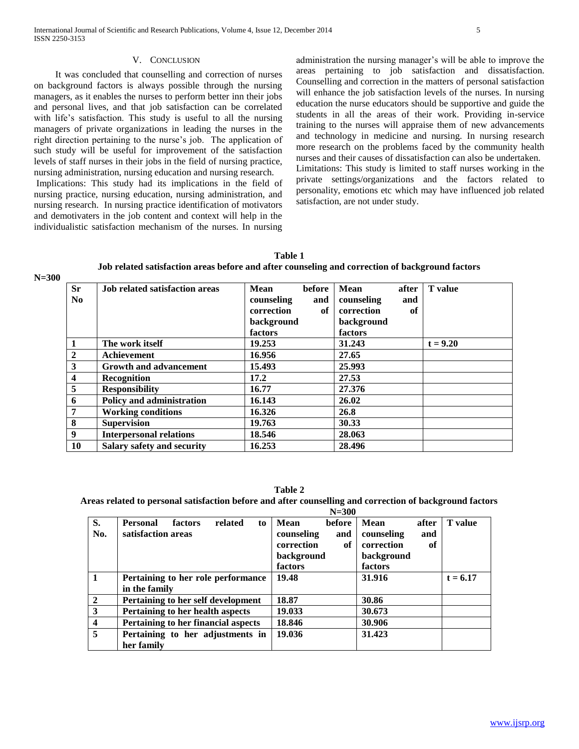## V. Conclusion

It was concluded that counselling and correction of nurses on background factors is always possible through the nursing managers, as it enables the nurses to perform better inn their jobs and personal lives, and that job satisfaction can be correlated with life's satisfaction. This study is useful to all the nursing managers of private organizations in leading the nurses in the right direction pertaining to the nurse's job. The application of such study will be useful for improvement of the satisfaction levels of staff nurses in their jobs in the field of nursing practice, nursing administration, nursing education and nursing research.

Implications: This study had its implications in the field of nursing practice, nursing education, nursing administration, and nursing research. In nursing practice identification of motivators and demotivaters in the job content and context will help in the individualistic satisfaction mechanism of the nurses. In nursing administration the nursing manager's will be able to improve the areas pertaining to job satisfaction and dissatisfaction. Counselling and correction in the matters of personal satisfaction will enhance the job satisfaction levels of the nurses. In nursing education the nurse educators should be supportive and guide the students in all the areas of their work. Providing in-service training to the nurses will appraise them of new advancements and technology in medicine and nursing. In nursing research more research on the problems faced by the community health nurses and their causes of dissatisfaction can also be undertaken.

Limitations: This study is limited to staff nurses working in the private settings/organizations and the factors related to personality, emotions etc which may have influenced job related satisfaction, are not under study.

**Table 1**
**Job related satisfaction areas before and after counseling and correction of background factors**

**N=300**

| Sr No | Job related satisfaction areas | Mean before counseling and correction of background factors | Mean after counseling and correction of background factors | T value |
|---|---|---|---|---|
| 1 | The work itself | 19.253 | 31.243 | t = 9.20 |
| 2 | Achievement | 16.956 | 27.65 | |
| 3 | Growth and advancement | 15.493 | 25.993 | |
| 4 | Recognition | 17.2 | 27.53 | |
| 5 | Responsibility | 16.77 | 27.376 | |
| 6 | Policy and administration | 16.143 | 26.02 | |
| 7 | Working conditions | 16.326 | 26.8 | |
| 8 | Supervision | 19.763 | 30.33 | |
| 9 | Interpersonal relations | 18.546 | 28.063 | |
| 10 | Salary safety and security | 16.253 | 28.496 | |

**Table 2**
**Areas related to personal satisfaction before and after counselling and correction of background factors**

**N=300**

| S. No. | Personal factors related to satisfaction areas | Mean before counseling and correction of background factors | Mean after counseling and correction of background factors | T value |
|---|---|---|---|---|
| 1 | Pertaining to her role performance in the family | 19.48 | 31.916 | t = 6.17 |
| 2 | Pertaining to her self development | 18.87 | 30.86 | |
| 3 | Pertaining to her health aspects | 19.033 | 30.673 | |
| 4 | Pertaining to her financial aspects | 18.846 | 30.906 | |
| 5 | Pertaining to her adjustments in her family | 19.036 | 31.423 | |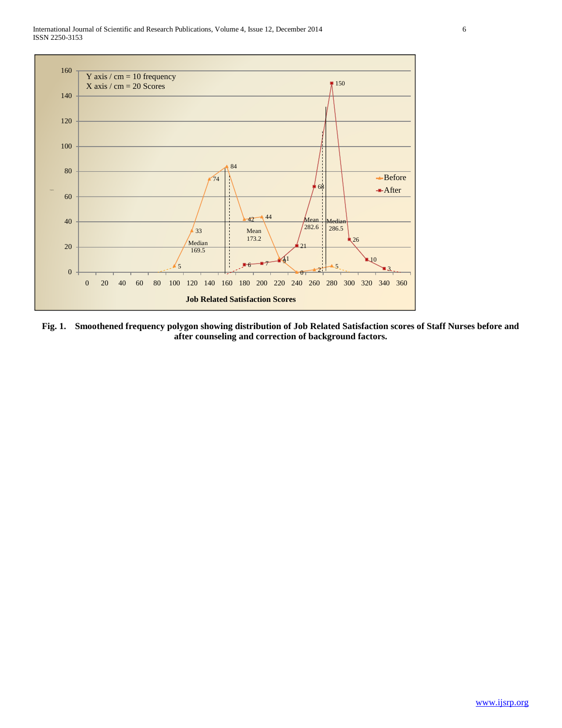**Fig. 1. Smoothened frequency polygon showing distribution of Job Related Satisfaction scores of Staff Nurses before and after counseling and correction of background factors.**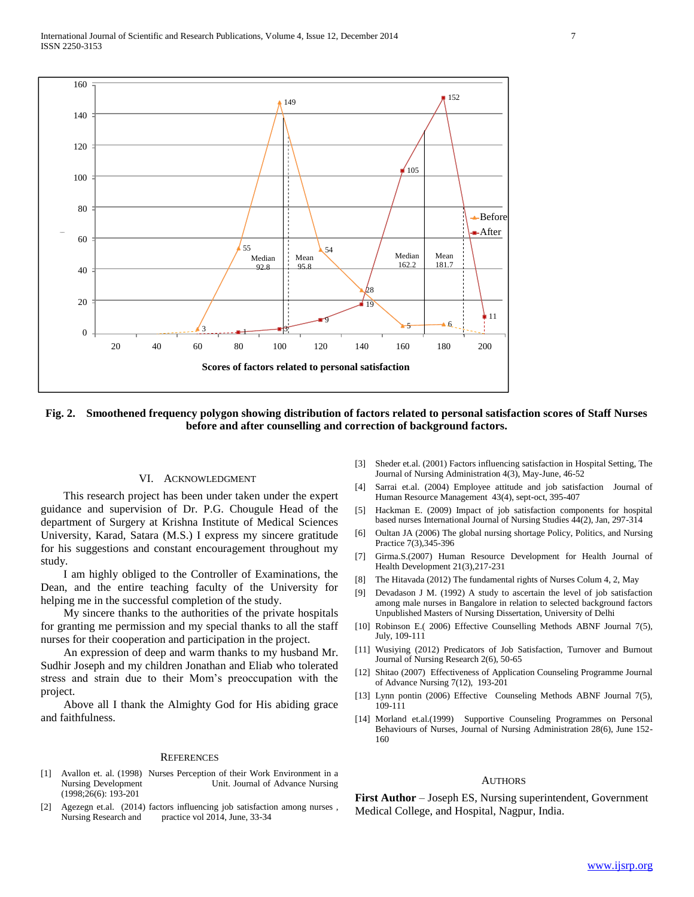Fig. 2. Smoothened frequency polygon showing distribution of factors related to personal satisfaction scores of Staff Nurses before and after counselling and correction of background factors.

## VI. Acknowledgment

This research project has been under taken under the expert guidance and supervision of Dr. P.G. Chougule Head of the department of Surgery at Krishna Institute of Medical Sciences University, Karad, Satara (M.S.) I express my sincere gratitude for his suggestions and constant encouragement throughout my study.

I am highly obliged to the Controller of Examinations, the Dean, and the entire teaching faculty of the University for helping me in the successful completion of the study.

My sincere thanks to the authorities of the private hospitals for granting me permission and my special thanks to all the staff nurses for their cooperation and participation in the project.

An expression of deep and warm thanks to my husband Mr. Sudhir Joseph and my children Jonathan and Eliab who tolerated stress and strain due to their Mom's preoccupation with the project.

Above all I thank the Almighty God for His abiding grace and faithfulness.

## References

[1] Avallon et. al. (1998) Nurses Perception of their Work Environment in a Nursing Development Unit. Journal of Advance Nursing (1998;26(6): 193-201

[2] Agezegn et.al. (2014) factors influencing job satisfaction among nurses , Nursing Research and practice vol 2014, June, 33-34

[3] Sheder et.al. (2001) Factors influencing satisfaction in Hospital Setting, The Journal of Nursing Administration 4(3), May-June, 46-52

[4] Sarrai et.al. (2004) Employee attitude and job satisfaction Journal of Human Resource Management 43(4), sept-oct, 395-407

[5] Hackman E. (2009) Impact of job satisfaction components for hospital based nurses International Journal of Nursing Studies 44(2), Jan, 297-314

[6] Oultan JA (2006) The global nursing shortage Policy, Politics, and Nursing Practice 7(3),345-396

[7] Girma.S.(2007) Human Resource Development for Health Journal of Health Development 21(3),217-231

[8] The Hitavada (2012) The fundamental rights of Nurses Colum 4, 2, May

[9] Devadason J M. (1992) A study to ascertain the level of job satisfaction among male nurses in Bangalore in relation to selected background factors Unpublished Masters of Nursing Dissertation, University of Delhi

[10] Robinson E.( 2006) Effective Counselling Methods ABNF Journal 7(5), July, 109-111

[11] Wusiying (2012) Predicators of Job Satisfaction, Turnover and Burnout Journal of Nursing Research 2(6), 50-65

[12] Shitao (2007) Effectiveness of Application Counseling Programme Journal of Advance Nursing 7(12), 193-201

[13] Lynn pontin (2006) Effective Counseling Methods ABNF Journal 7(5), 109-111

[14] Morland et.al.(1999) Supportive Counseling Programmes on Personal Behaviours of Nurses, Journal of Nursing Administration 28(6), June 152-160

## Authors

**First Author** – Joseph ES, Nursing superintendent, Government Medical College, and Hospital, Nagpur, India.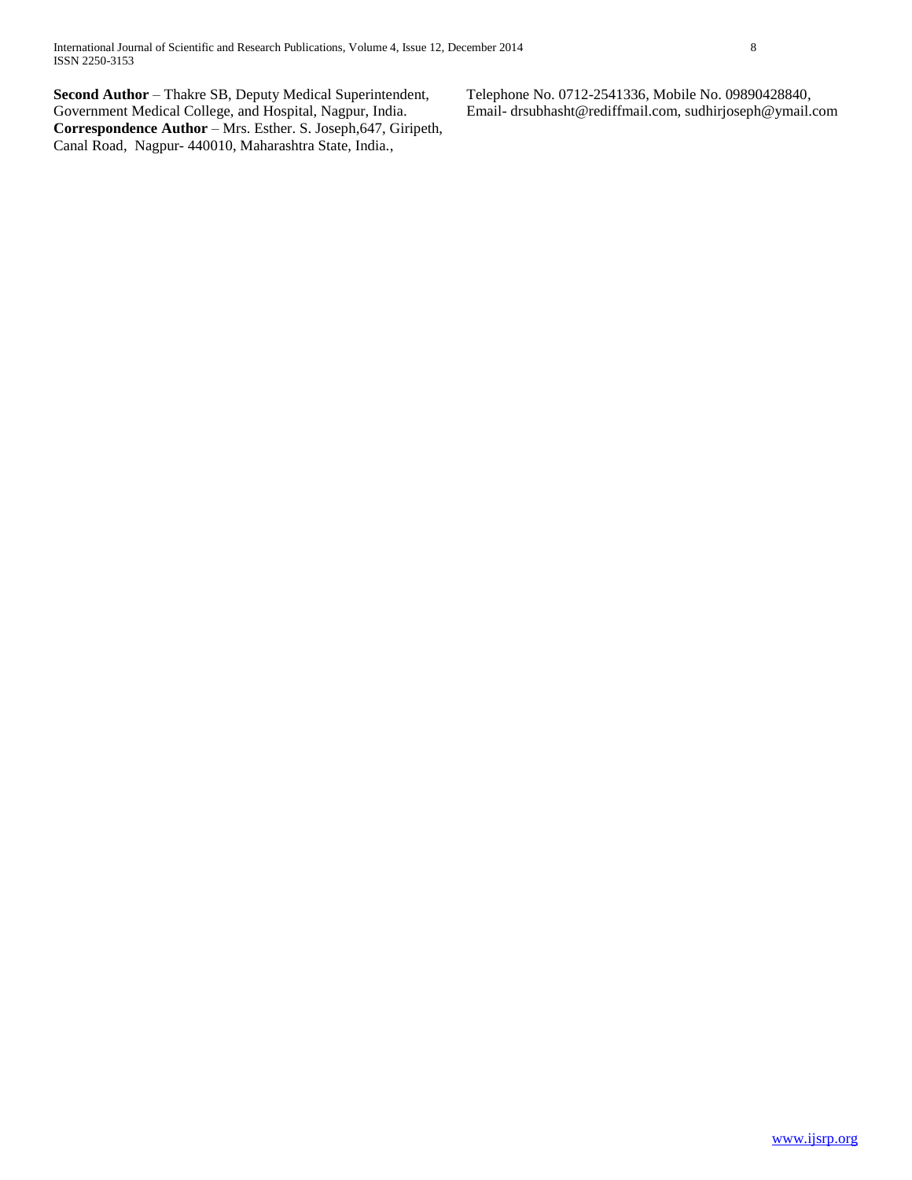**Second Author** – Thakre SB, Deputy Medical Superintendent, Government Medical College, and Hospital, Nagpur, India.

**Correspondence Author** – Mrs. Esther. S. Joseph,647, Giripeth, Canal Road, Nagpur- 440010, Maharashtra State, India., Telephone No. 0712-2541336, Mobile No. 09890428840, Email- drsubhasht@rediffmail.com, sudhirjoseph@ymail.com